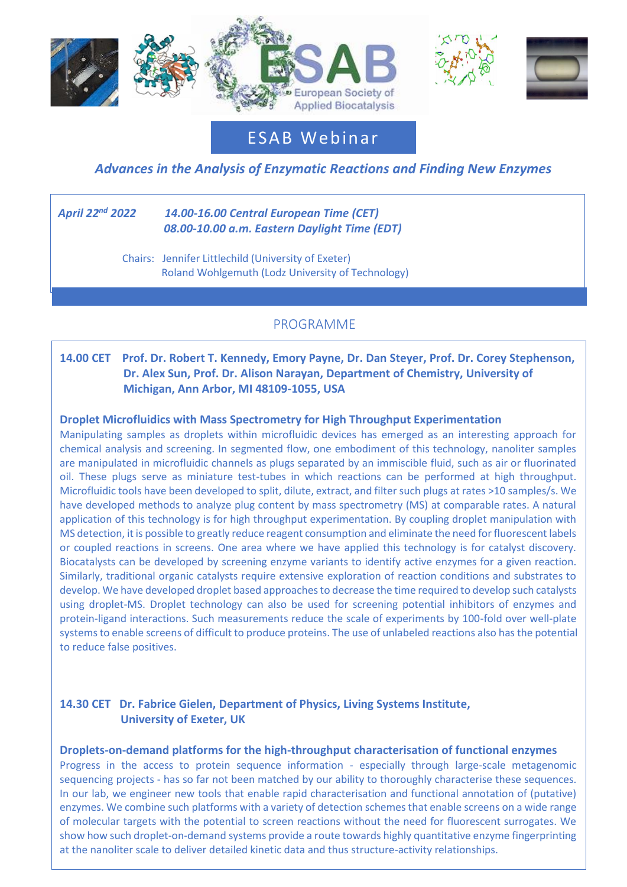ESAB
European Society of Applied Biocatalysis

# ESAB Webinar

## *Advances in the Analysis of Enzymatic Reactions and Finding New Enzymes*

***April 22nd 2022*** ***14.00-16.00 Central European Time (CET)***
***08.00-10.00 a.m. Eastern Daylight Time (EDT)***

Chairs: Jennifer Littlechild (University of Exeter)
Roland Wohlgemuth (Lodz University of Technology)

## PROGRAMME

**14.00 CET Prof. Dr. Robert T. Kennedy, Emory Payne, Dr. Dan Steyer, Prof. Dr. Corey Stephenson, Dr. Alex Sun, Prof. Dr. Alison Narayan, Department of Chemistry, University of Michigan, Ann Arbor, MI 48109-1055, USA**

**Droplet Microfluidics with Mass Spectrometry for High Throughput Experimentation**

Manipulating samples as droplets within microfluidic devices has emerged as an interesting approach for chemical analysis and screening. In segmented flow, one embodiment of this technology, nanoliter samples are manipulated in microfluidic channels as plugs separated by an immiscible fluid, such as air or fluorinated oil. These plugs serve as miniature test-tubes in which reactions can be performed at high throughput. Microfluidic tools have been developed to split, dilute, extract, and filter such plugs at rates >10 samples/s. We have developed methods to analyze plug content by mass spectrometry (MS) at comparable rates. A natural application of this technology is for high throughput experimentation. By coupling droplet manipulation with MS detection, it is possible to greatly reduce reagent consumption and eliminate the need for fluorescent labels or coupled reactions in screens. One area where we have applied this technology is for catalyst discovery. Biocatalysts can be developed by screening enzyme variants to identify active enzymes for a given reaction. Similarly, traditional organic catalysts require extensive exploration of reaction conditions and substrates to develop. We have developed droplet based approaches to decrease the time required to develop such catalysts using droplet-MS. Droplet technology can also be used for screening potential inhibitors of enzymes and protein-ligand interactions. Such measurements reduce the scale of experiments by 100-fold over well-plate systems to enable screens of difficult to produce proteins. The use of unlabeled reactions also has the potential to reduce false positives.

**14.30 CET Dr. Fabrice Gielen, Department of Physics, Living Systems Institute, University of Exeter, UK**

**Droplets-on-demand platforms for the high-throughput characterisation of functional enzymes**

Progress in the access to protein sequence information - especially through large-scale metagenomic sequencing projects - has so far not been matched by our ability to thoroughly characterise these sequences. In our lab, we engineer new tools that enable rapid characterisation and functional annotation of (putative) enzymes. We combine such platforms with a variety of detection schemes that enable screens on a wide range of molecular targets with the potential to screen reactions without the need for fluorescent surrogates. We show how such droplet-on-demand systems provide a route towards highly quantitative enzyme fingerprinting at the nanoliter scale to deliver detailed kinetic data and thus structure-activity relationships.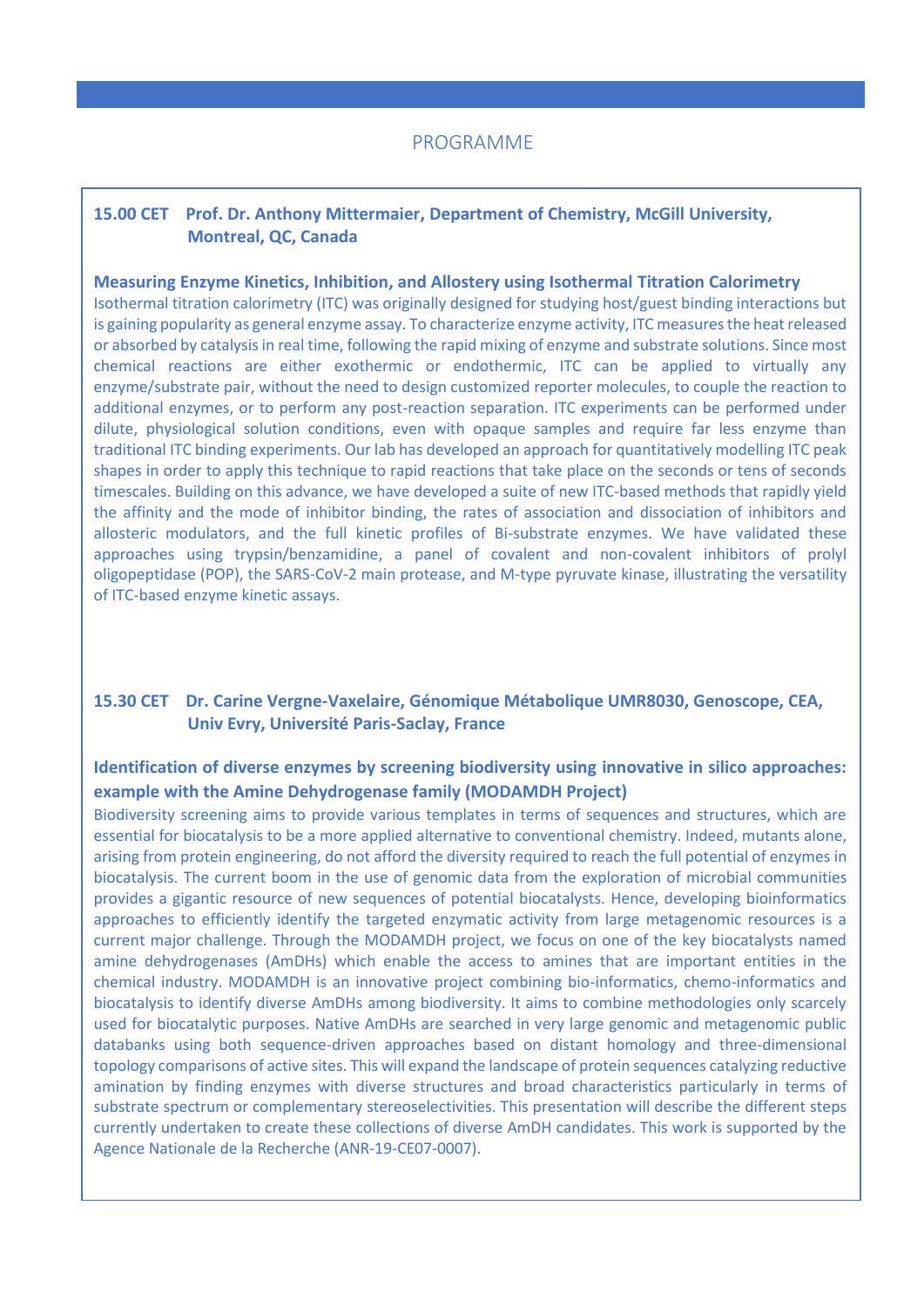## PROGRAMME

**15.00 CET Prof. Dr. Anthony Mittermaier, Department of Chemistry, McGill University, Montreal, QC, Canada**

### Measuring Enzyme Kinetics, Inhibition, and Allostery using Isothermal Titration Calorimetry

Isothermal titration calorimetry (ITC) was originally designed for studying host/guest binding interactions but is gaining popularity as general enzyme assay. To characterize enzyme activity, ITC measures the heat released or absorbed by catalysis in real time, following the rapid mixing of enzyme and substrate solutions. Since most chemical reactions are either exothermic or endothermic, ITC can be applied to virtually any enzyme/substrate pair, without the need to design customized reporter molecules, to couple the reaction to additional enzymes, or to perform any post-reaction separation. ITC experiments can be performed under dilute, physiological solution conditions, even with opaque samples and require far less enzyme than traditional ITC binding experiments. Our lab has developed an approach for quantitatively modelling ITC peak shapes in order to apply this technique to rapid reactions that take place on the seconds or tens of seconds timescales. Building on this advance, we have developed a suite of new ITC-based methods that rapidly yield the affinity and the mode of inhibitor binding, the rates of association and dissociation of inhibitors and allosteric modulators, and the full kinetic profiles of Bi-substrate enzymes. We have validated these approaches using trypsin/benzamidine, a panel of covalent and non-covalent inhibitors of prolyl oligopeptidase (POP), the SARS-CoV-2 main protease, and M-type pyruvate kinase, illustrating the versatility of ITC-based enzyme kinetic assays.

**15.30 CET Dr. Carine Vergne-Vaxelaire, Génomique Métabolique UMR8030, Genoscope, CEA, Univ Evry, Université Paris-Saclay, France**

### Identification of diverse enzymes by screening biodiversity using innovative in silico approaches: example with the Amine Dehydrogenase family (MODAMDH Project)

Biodiversity screening aims to provide various templates in terms of sequences and structures, which are essential for biocatalysis to be a more applied alternative to conventional chemistry. Indeed, mutants alone, arising from protein engineering, do not afford the diversity required to reach the full potential of enzymes in biocatalysis. The current boom in the use of genomic data from the exploration of microbial communities provides a gigantic resource of new sequences of potential biocatalysts. Hence, developing bioinformatics approaches to efficiently identify the targeted enzymatic activity from large metagenomic resources is a current major challenge. Through the MODAMDH project, we focus on one of the key biocatalysts named amine dehydrogenases (AmDHs) which enable the access to amines that are important entities in the chemical industry. MODAMDH is an innovative project combining bio-informatics, chemo-informatics and biocatalysis to identify diverse AmDHs among biodiversity. It aims to combine methodologies only scarcely used for biocatalytic purposes. Native AmDHs are searched in very large genomic and metagenomic public databanks using both sequence-driven approaches based on distant homology and three-dimensional topology comparisons of active sites. This will expand the landscape of protein sequences catalyzing reductive amination by finding enzymes with diverse structures and broad characteristics particularly in terms of substrate spectrum or complementary stereoselectivities. This presentation will describe the different steps currently undertaken to create these collections of diverse AmDH candidates. This work is supported by the Agence Nationale de la Recherche (ANR-19-CE07-0007).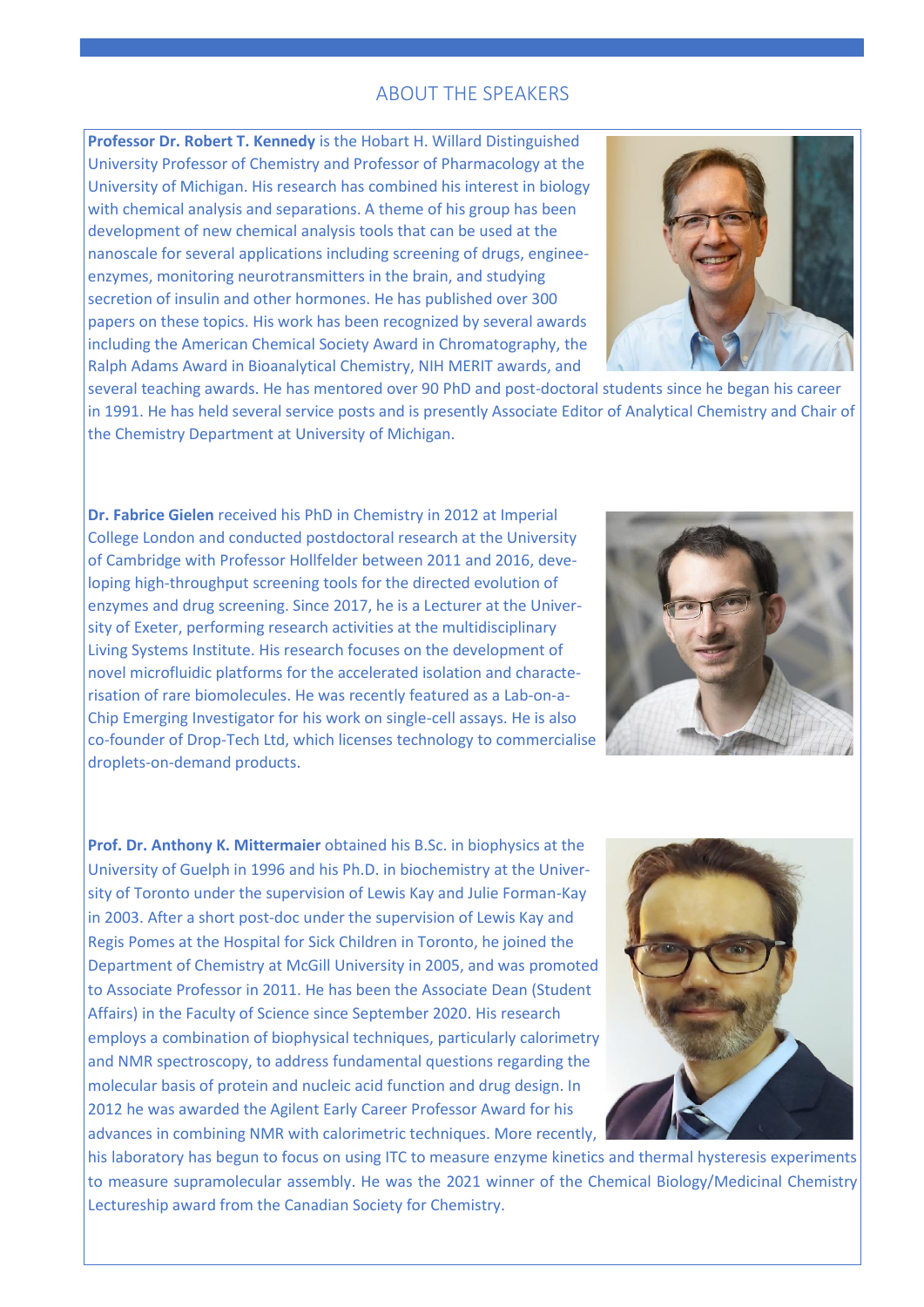## ABOUT THE SPEAKERS

**Professor Dr. Robert T. Kennedy** is the Hobart H. Willard Distinguished University Professor of Chemistry and Professor of Pharmacology at the University of Michigan. His research has combined his interest in biology with chemical analysis and separations. A theme of his group has been development of new chemical analysis tools that can be used at the nanoscale for several applications including screening of drugs, enginee-enzymes, monitoring neurotransmitters in the brain, and studying secretion of insulin and other hormones. He has published over 300 papers on these topics. His work has been recognized by several awards including the American Chemical Society Award in Chromatography, the Ralph Adams Award in Bioanalytical Chemistry, NIH MERIT awards, and several teaching awards. He has mentored over 90 PhD and post-doctoral students since he began his career in 1991. He has held several service posts and is presently Associate Editor of Analytical Chemistry and Chair of the Chemistry Department at University of Michigan.

**Dr. Fabrice Gielen** received his PhD in Chemistry in 2012 at Imperial College London and conducted postdoctoral research at the University of Cambridge with Professor Hollfelder between 2011 and 2016, developing high-throughput screening tools for the directed evolution of enzymes and drug screening. Since 2017, he is a Lecturer at the University of Exeter, performing research activities at the multidisciplinary Living Systems Institute. His research focuses on the development of novel microfluidic platforms for the accelerated isolation and characterisation of rare biomolecules. He was recently featured as a Lab-on-a-Chip Emerging Investigator for his work on single-cell assays. He is also co-founder of Drop-Tech Ltd, which licenses technology to commercialise droplets-on-demand products.

**Prof. Dr. Anthony K. Mittermaier** obtained his B.Sc. in biophysics at the University of Guelph in 1996 and his Ph.D. in biochemistry at the University of Toronto under the supervision of Lewis Kay and Julie Forman-Kay in 2003. After a short post-doc under the supervision of Lewis Kay and Regis Pomes at the Hospital for Sick Children in Toronto, he joined the Department of Chemistry at McGill University in 2005, and was promoted to Associate Professor in 2011. He has been the Associate Dean (Student Affairs) in the Faculty of Science since September 2020. His research employs a combination of biophysical techniques, particularly calorimetry and NMR spectroscopy, to address fundamental questions regarding the molecular basis of protein and nucleic acid function and drug design. In 2012 he was awarded the Agilent Early Career Professor Award for his advances in combining NMR with calorimetric techniques. More recently, his laboratory has begun to focus on using ITC to measure enzyme kinetics and thermal hysteresis experiments to measure supramolecular assembly. He was the 2021 winner of the Chemical Biology/Medicinal Chemistry Lectureship award from the Canadian Society for Chemistry.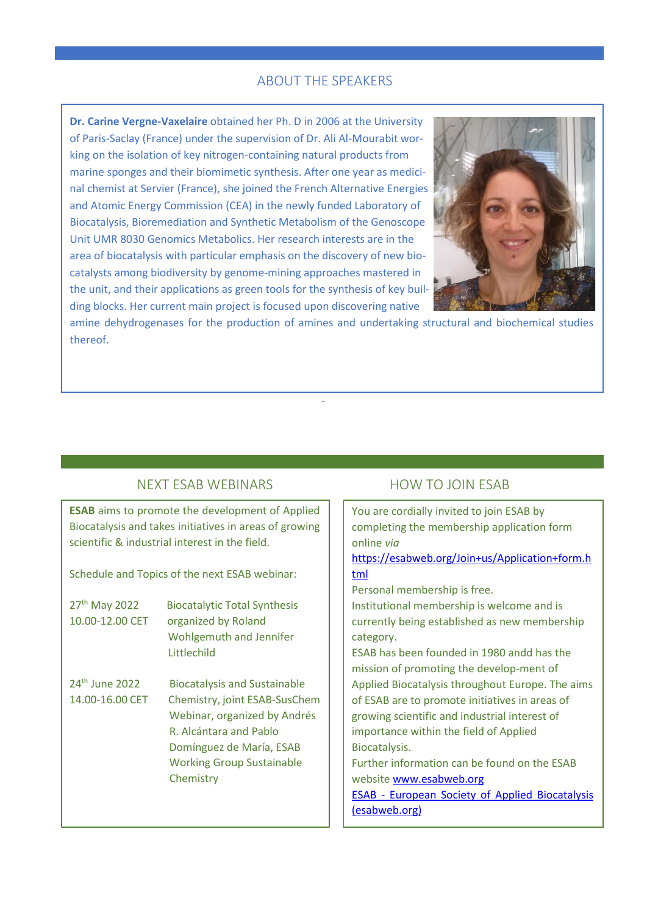## ABOUT THE SPEAKERS

**Dr. Carine Vergne-Vaxelaire** obtained her Ph. D in 2006 at the University of Paris-Saclay (France) under the supervision of Dr. Ali Al-Mourabit working on the isolation of key nitrogen-containing natural products from marine sponges and their biomimetic synthesis. After one year as medicinal chemist at Servier (France), she joined the French Alternative Energies and Atomic Energy Commission (CEA) in the newly funded Laboratory of Biocatalysis, Bioremediation and Synthetic Metabolism of the Genoscope Unit UMR 8030 Genomics Metabolics. Her research interests are in the area of biocatalysis with particular emphasis on the discovery of new biocatalysts among biodiversity by genome-mining approaches mastered in the unit, and their applications as green tools for the synthesis of key building blocks. Her current main project is focused upon discovering native amine dehydrogenases for the production of amines and undertaking structural and biochemical studies thereof.

## NEXT ESAB WEBINARS

**ESAB** aims to promote the development of Applied Biocatalysis and takes initiatives in areas of growing scientific & industrial interest in the field.

Schedule and Topics of the next ESAB webinar:

| | |
|---|---|
| 27th May 2022<br>10.00-12.00 CET | Biocatalytic Total Synthesis organized by Roland Wohlgemuth and Jennifer Littlechild |
| 24th June 2022<br>14.00-16.00 CET | Biocatalysis and Sustainable Chemistry, joint ESAB-SusChem Webinar, organized by Andrés R. Alcántara and Pablo Domínguez de María, ESAB Working Group Sustainable Chemistry |

## HOW TO JOIN ESAB

You are cordially invited to join ESAB by completing the membership application form online *via* [https://esabweb.org/Join+us/Application+form.html](https://esabweb.org/Join+us/Application+form.html)

Personal membership is free.

Institutional membership is welcome and is currently being established as new membership category.

ESAB has been founded in 1980 andd has the mission of promoting the develop-ment of Applied Biocatalysis throughout Europe. The aims of ESAB are to promote initiatives in areas of growing scientific and industrial interest of importance within the field of Applied Biocatalysis.

Further information can be found on the ESAB website [www.esabweb.org](www.esabweb.org)

[ESAB - European Society of Applied Biocatalysis (esabweb.org)](esabweb.org)